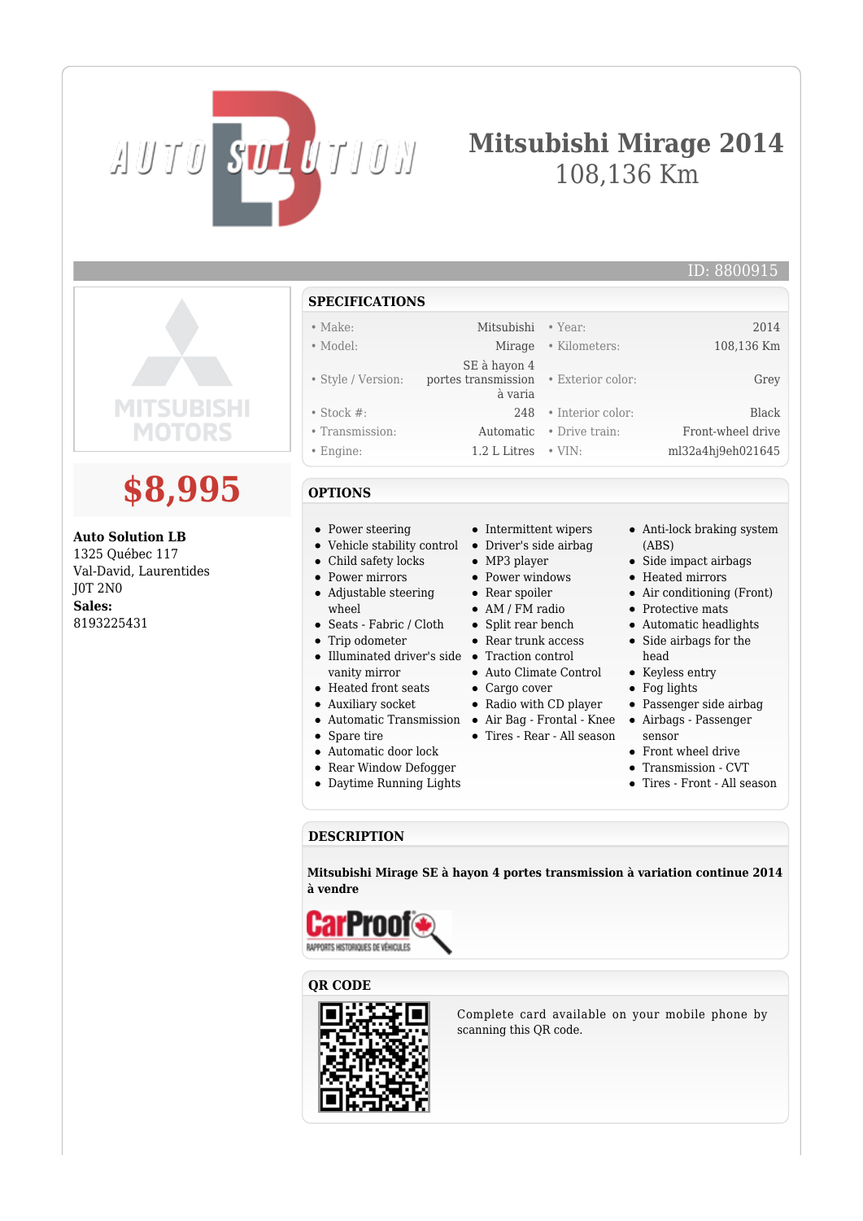# Mitsubishi Mirage 2014

108,136 Km

ID: 8800915

## $8,995

**Auto Solution LB**
1325 Québec 117
Val-David, Laurentides
J0T 2N0
**Sales:**
8193225431

## SPECIFICATIONS

| | | | |
|---|---|---|---|
| • Make: | Mitsubishi | • Year: | 2014 |
| • Model: | Mirage | • Kilometers: | 108,136 Km |
| • Style / Version: | SE à hayon 4 portes transmission à varia | • Exterior color: | Grey |
| • Stock #: | 248 | • Interior color: | Black |
| • Transmission: | Automatic | • Drive train: | Front-wheel drive |
| • Engine: | 1.2 L Litres | • VIN: | ml32a4hj9eh021645 |

## OPTIONS

- Power steering
- Vehicle stability control
- Child safety locks
- Power mirrors
- Adjustable steering wheel
- Seats - Fabric / Cloth
- Trip odometer
- Illuminated driver's side vanity mirror
- Heated front seats
- Auxiliary socket
- Automatic Transmission
- Spare tire
- Automatic door lock
- Rear Window Defogger
- Daytime Running Lights
- Intermittent wipers
- Driver's side airbag
- MP3 player
- Power windows
- Rear spoiler
- AM / FM radio
- Split rear bench
- Rear trunk access
- Traction control
- Auto Climate Control
- Cargo cover
- Radio with CD player
- Air Bag - Frontal - Knee
- Tires - Rear - All season
- Anti-lock braking system (ABS)
- Side impact airbags
- Heated mirrors
- Air conditioning (Front)
- Protective mats
- Automatic headlights
- Side airbags for the head
- Keyless entry
- Fog lights
- Passenger side airbag
- Airbags - Passenger sensor
- Front wheel drive
- Transmission - CVT
- Tires - Front - All season

## DESCRIPTION

**Mitsubishi Mirage SE à hayon 4 portes transmission à variation continue 2014 à vendre**

## QR CODE

Complete card available on your mobile phone by scanning this QR code.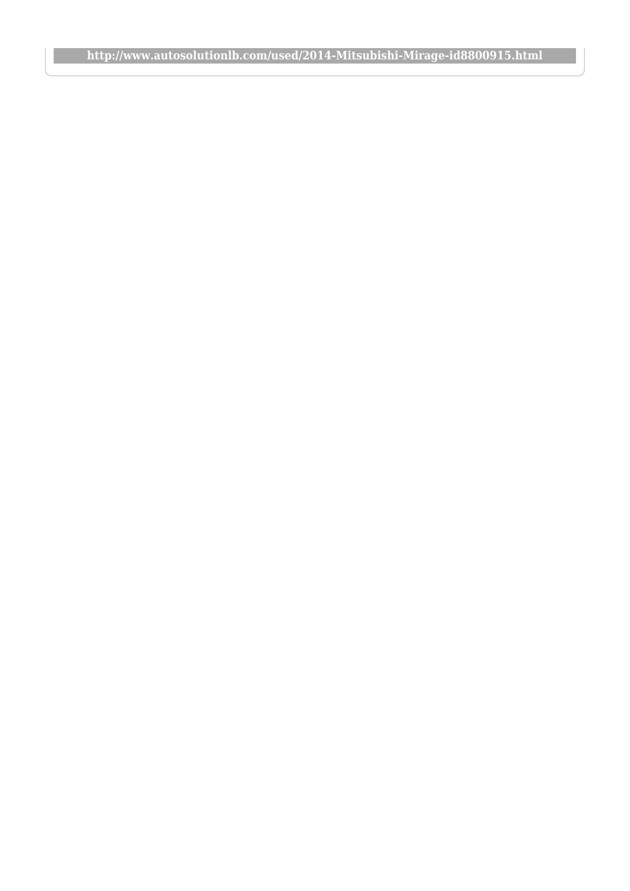http://www.autosolutionlb.com/used/2014-Mitsubishi-Mirage-id8800915.html